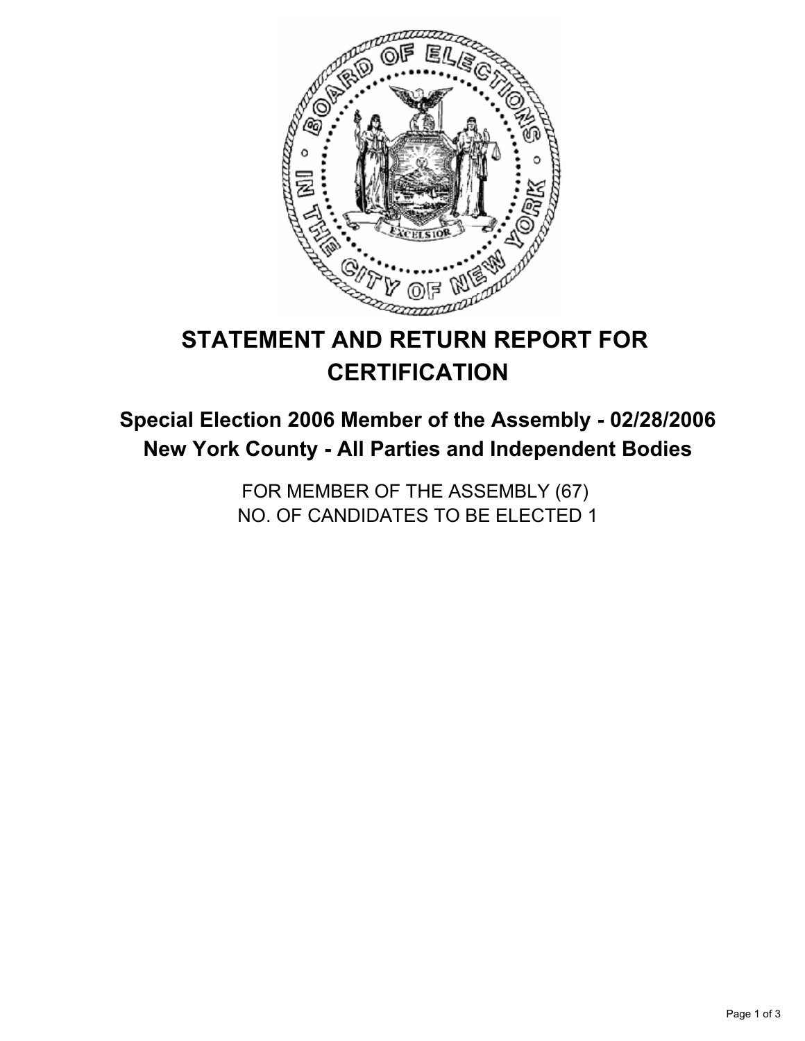# STATEMENT AND RETURN REPORT FOR CERTIFICATION

## Special Election 2006 Member of the Assembly - 02/28/2006
## New York County - All Parties and Independent Bodies

FOR MEMBER OF THE ASSEMBLY (67)
NO. OF CANDIDATES TO BE ELECTED 1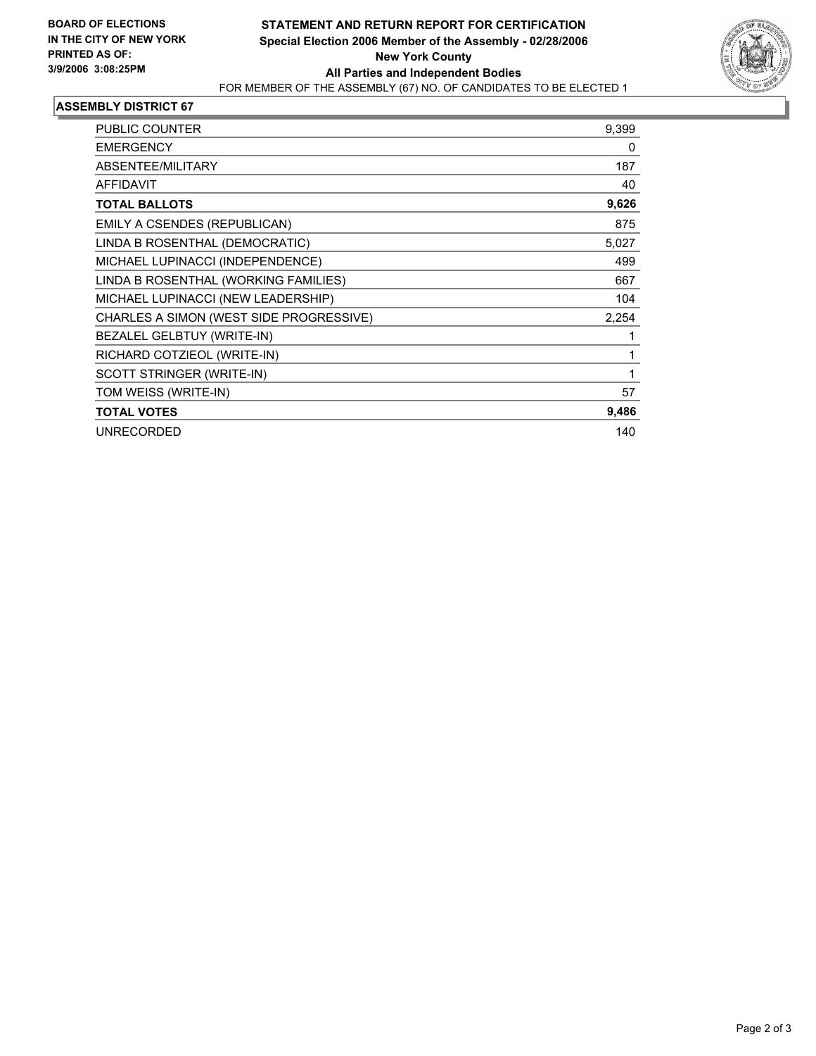**BOARD OF ELECTIONS IN THE CITY OF NEW YORK PRINTED AS OF: 3/9/2006 3:08:25PM**

# STATEMENT AND RETURN REPORT FOR CERTIFICATION

**Special Election 2006 Member of the Assembly - 02/28/2006**
**New York County**
**All Parties and Independent Bodies**
FOR MEMBER OF THE ASSEMBLY (67) NO. OF CANDIDATES TO BE ELECTED 1

## ASSEMBLY DISTRICT 67

| | |
|---|---|
| PUBLIC COUNTER | 9,399 |
| EMERGENCY | 0 |
| ABSENTEE/MILITARY | 187 |
| AFFIDAVIT | 40 |
| **TOTAL BALLOTS** | **9,626** |
| EMILY A CSENDES (REPUBLICAN) | 875 |
| LINDA B ROSENTHAL (DEMOCRATIC) | 5,027 |
| MICHAEL LUPINACCI (INDEPENDENCE) | 499 |
| LINDA B ROSENTHAL (WORKING FAMILIES) | 667 |
| MICHAEL LUPINACCI (NEW LEADERSHIP) | 104 |
| CHARLES A SIMON (WEST SIDE PROGRESSIVE) | 2,254 |
| BEZALEL GELBTUY (WRITE-IN) | 1 |
| RICHARD COTZIEOL (WRITE-IN) | 1 |
| SCOTT STRINGER (WRITE-IN) | 1 |
| TOM WEISS (WRITE-IN) | 57 |
| **TOTAL VOTES** | **9,486** |
| UNRECORDED | 140 |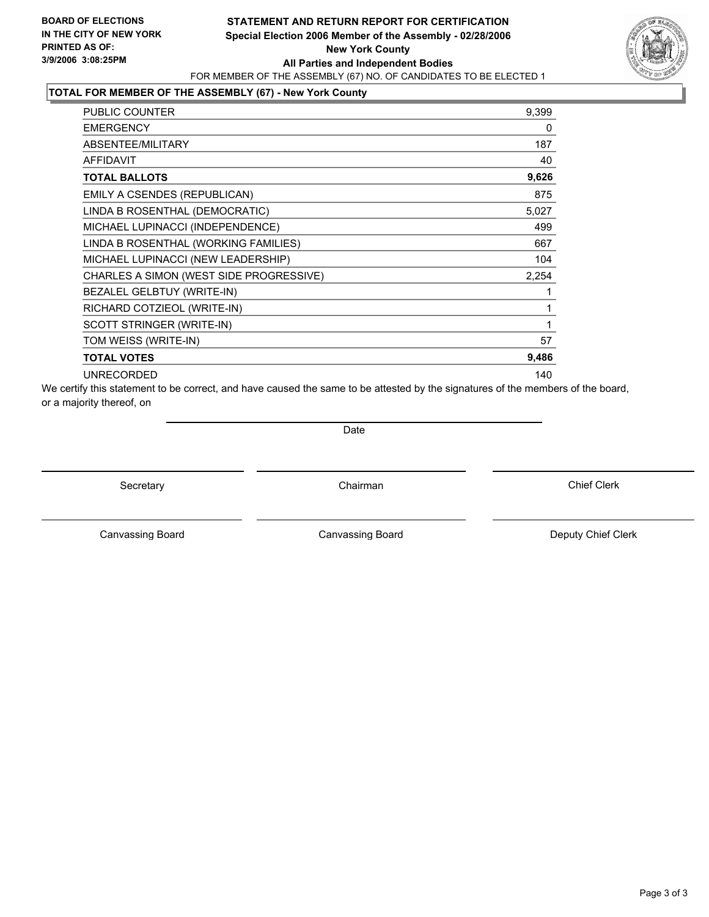**BOARD OF ELECTIONS**
**IN THE CITY OF NEW YORK**
**PRINTED AS OF:**
**3/9/2006 3:08:25PM**

# STATEMENT AND RETURN REPORT FOR CERTIFICATION
## Special Election 2006 Member of the Assembly - 02/28/2006
## New York County
## All Parties and Independent Bodies

FOR MEMBER OF THE ASSEMBLY (67) NO. OF CANDIDATES TO BE ELECTED 1

### TOTAL FOR MEMBER OF THE ASSEMBLY (67) - New York County

| | |
|---|---|
| PUBLIC COUNTER | 9,399 |
| EMERGENCY | 0 |
| ABSENTEE/MILITARY | 187 |
| AFFIDAVIT | 40 |
| **TOTAL BALLOTS** | **9,626** |
| EMILY A CSENDES (REPUBLICAN) | 875 |
| LINDA B ROSENTHAL (DEMOCRATIC) | 5,027 |
| MICHAEL LUPINACCI (INDEPENDENCE) | 499 |
| LINDA B ROSENTHAL (WORKING FAMILIES) | 667 |
| MICHAEL LUPINACCI (NEW LEADERSHIP) | 104 |
| CHARLES A SIMON (WEST SIDE PROGRESSIVE) | 2,254 |
| BEZALEL GELBTUY (WRITE-IN) | 1 |
| RICHARD COTZIEOL (WRITE-IN) | 1 |
| SCOTT STRINGER (WRITE-IN) | 1 |
| TOM WEISS (WRITE-IN) | 57 |
| **TOTAL VOTES** | **9,486** |
| UNRECORDED | 140 |

We certify this statement to be correct, and have caused the same to be attested by the signatures of the members of the board, or a majority thereof, on

Date

Secretary | Chairman | Chief Clerk

Canvassing Board | Canvassing Board | Deputy Chief Clerk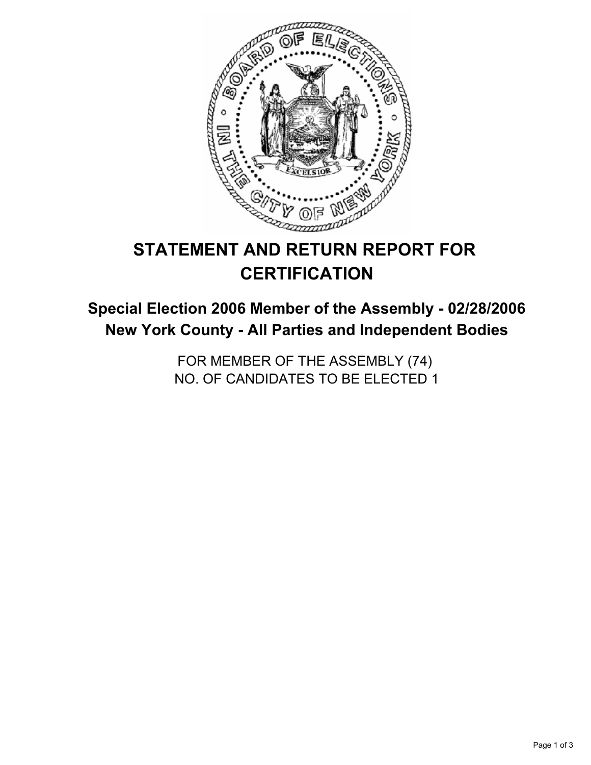# STATEMENT AND RETURN REPORT FOR CERTIFICATION

## Special Election 2006 Member of the Assembly - 02/28/2006
## New York County - All Parties and Independent Bodies

FOR MEMBER OF THE ASSEMBLY (74)
NO. OF CANDIDATES TO BE ELECTED 1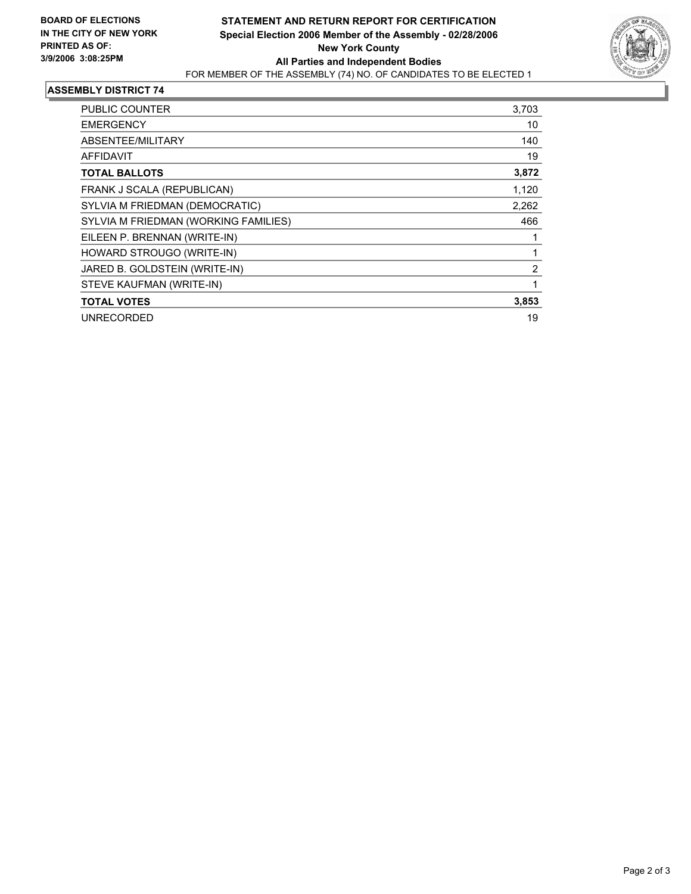**BOARD OF ELECTIONS IN THE CITY OF NEW YORK PRINTED AS OF: 3/9/2006 3:08:25PM**

**STATEMENT AND RETURN REPORT FOR CERTIFICATION**
**Special Election 2006 Member of the Assembly - 02/28/2006**
**New York County**
**All Parties and Independent Bodies**
FOR MEMBER OF THE ASSEMBLY (74) NO. OF CANDIDATES TO BE ELECTED 1

## ASSEMBLY DISTRICT 74

| | |
|---|---|
| PUBLIC COUNTER | 3,703 |
| EMERGENCY | 10 |
| ABSENTEE/MILITARY | 140 |
| AFFIDAVIT | 19 |
| **TOTAL BALLOTS** | **3,872** |
| FRANK J SCALA (REPUBLICAN) | 1,120 |
| SYLVIA M FRIEDMAN (DEMOCRATIC) | 2,262 |
| SYLVIA M FRIEDMAN (WORKING FAMILIES) | 466 |
| EILEEN P. BRENNAN (WRITE-IN) | 1 |
| HOWARD STROUGO (WRITE-IN) | 1 |
| JARED B. GOLDSTEIN (WRITE-IN) | 2 |
| STEVE KAUFMAN (WRITE-IN) | 1 |
| **TOTAL VOTES** | **3,853** |
| UNRECORDED | 19 |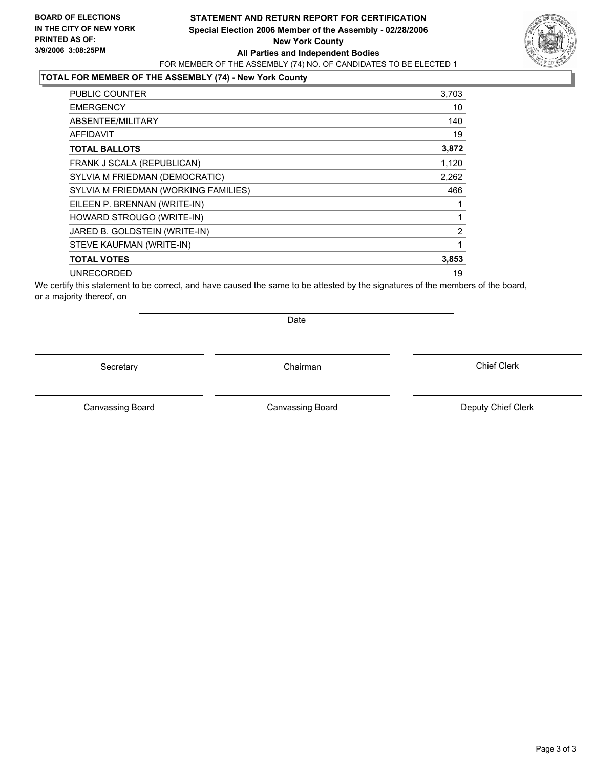**BOARD OF ELECTIONS IN THE CITY OF NEW YORK PRINTED AS OF: 3/9/2006 3:08:25PM**

**STATEMENT AND RETURN REPORT FOR CERTIFICATION**
**Special Election 2006 Member of the Assembly - 02/28/2006**
**New York County**
**All Parties and Independent Bodies**
FOR MEMBER OF THE ASSEMBLY (74) NO. OF CANDIDATES TO BE ELECTED 1

**TOTAL FOR MEMBER OF THE ASSEMBLY (74) - New York County**

| | |
|---|---|
| PUBLIC COUNTER | 3,703 |
| EMERGENCY | 10 |
| ABSENTEE/MILITARY | 140 |
| AFFIDAVIT | 19 |
| **TOTAL BALLOTS** | **3,872** |
| FRANK J SCALA (REPUBLICAN) | 1,120 |
| SYLVIA M FRIEDMAN (DEMOCRATIC) | 2,262 |
| SYLVIA M FRIEDMAN (WORKING FAMILIES) | 466 |
| EILEEN P. BRENNAN (WRITE-IN) | 1 |
| HOWARD STROUGO (WRITE-IN) | 1 |
| JARED B. GOLDSTEIN (WRITE-IN) | 2 |
| STEVE KAUFMAN (WRITE-IN) | 1 |
| **TOTAL VOTES** | **3,853** |
| UNRECORDED | 19 |

We certify this statement to be correct, and have caused the same to be attested by the signatures of the members of the board, or a majority thereof, on

Date

Secretary | Chairman | Chief Clerk

Canvassing Board | Canvassing Board | Deputy Chief Clerk